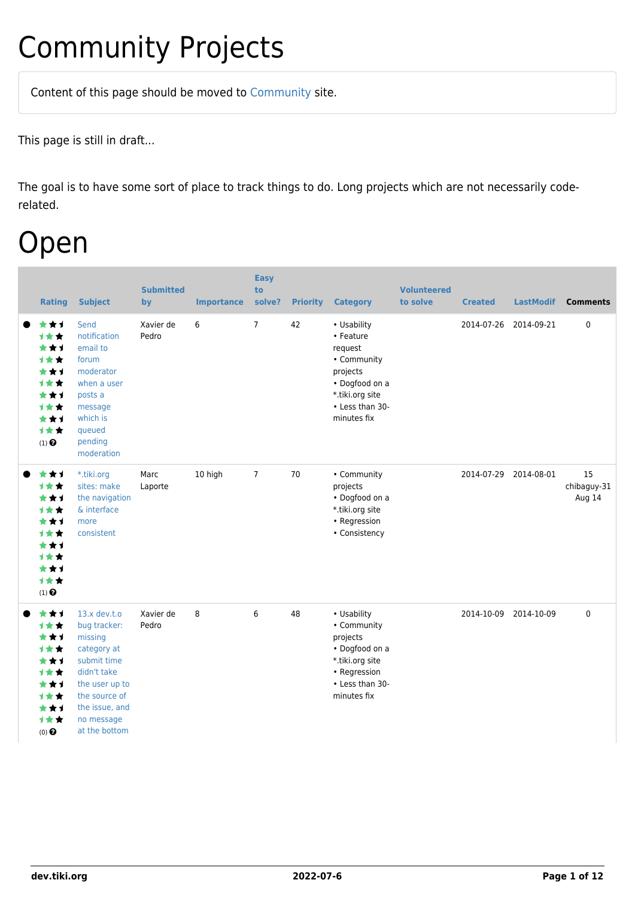# Community Projects

Content of this page should be moved to Community site.

This page is still in draft...

The goal is to have some sort of place to track things to do. Long projects which are not necessarily code-related.

# Open

| | Rating | Subject | Submitted by | Importance | Easy to solve? | Priority | Category | Volunteered to solve | Created | LastModif | Comments |
|---|---|---|---|---|---|---|---|---|---|---|---|
| ● | (1) | Send notification email to forum moderator when a user posts a message which is queued pending moderation | Xavier de Pedro | 6 | 7 | 42 | • Usability • Feature request • Community projects • Dogfood on a *.tiki.org site • Less than 30-minutes fix | | 2014-07-26 | 2014-09-21 | 0 |
| ● | (1) | *.tiki.org sites: make the navigation & interface more consistent | Marc Laporte | 10 high | 7 | 70 | • Community projects • Dogfood on a *.tiki.org site • Regression • Consistency | | 2014-07-29 | 2014-08-01 | 15 chibaguy-31 Aug 14 |
| ● | (0) | 13.x dev.t.o bug tracker: missing category at submit time didn't take the user up to the source of the issue, and no message at the bottom | Xavier de Pedro | 8 | 6 | 48 | • Usability • Community projects • Dogfood on a *.tiki.org site • Regression • Less than 30-minutes fix | | 2014-10-09 | 2014-10-09 | 0 |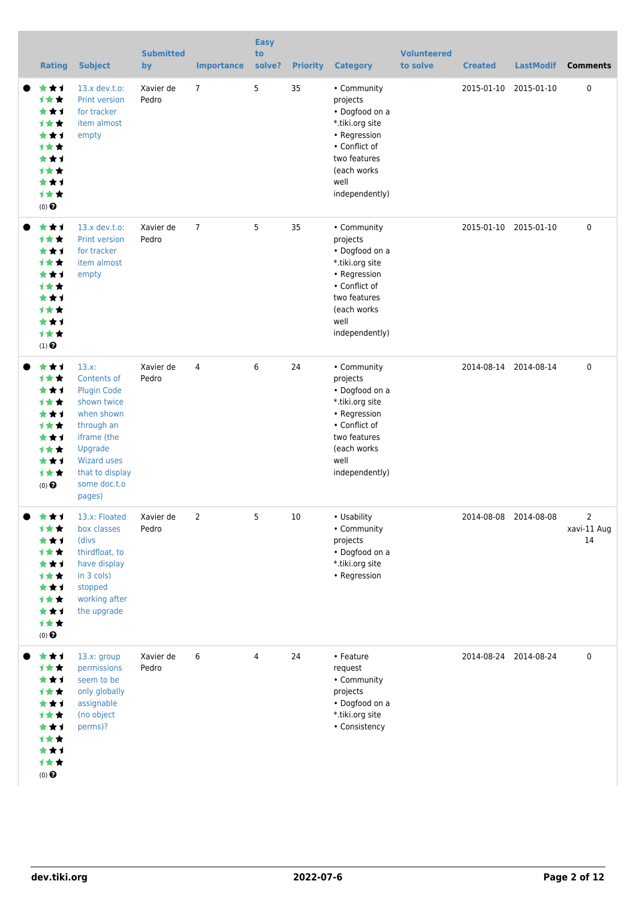| Rating | Subject | Submitted by | Importance | Easy to solve? | Priority | Category | Volunteered to solve | Created | LastModif | Comments |
|---|---|---|---|---|---|---|---|---|---|---|
| (0) | 13.x dev.t.o: Print version for tracker item almost empty | Xavier de Pedro | 7 | 5 | 35 | • Community projects<br>• Dogfood on a *.tiki.org site<br>• Regression<br>• Conflict of two features (each works well independently) | | 2015-01-10 | 2015-01-10 | 0 |
| (1) | 13.x dev.t.o: Print version for tracker item almost empty | Xavier de Pedro | 7 | 5 | 35 | • Community projects<br>• Dogfood on a *.tiki.org site<br>• Regression<br>• Conflict of two features (each works well independently) | | 2015-01-10 | 2015-01-10 | 0 |
| (0) | 13.x: Contents of Plugin Code shown twice when shown through an iframe (the Upgrade Wizard uses that to display some doc.t.o pages) | Xavier de Pedro | 4 | 6 | 24 | • Community projects<br>• Dogfood on a *.tiki.org site<br>• Regression<br>• Conflict of two features (each works well independently) | | 2014-08-14 | 2014-08-14 | 0 |
| (0) | 13.x: Floated box classes (divs thirdfloat, to have display in 3 cols) stopped working after the upgrade | Xavier de Pedro | 2 | 5 | 10 | • Usability<br>• Community projects<br>• Dogfood on a *.tiki.org site<br>• Regression | | 2014-08-08 | 2014-08-08 | 2<br>xavi-11 Aug 14 |
| (0) | 13.x: group permissions seem to be only globally assignable (no object perms)? | Xavier de Pedro | 6 | 4 | 24 | • Feature request<br>• Community projects<br>• Dogfood on a *.tiki.org site<br>• Consistency | | 2014-08-24 | 2014-08-24 | 0 |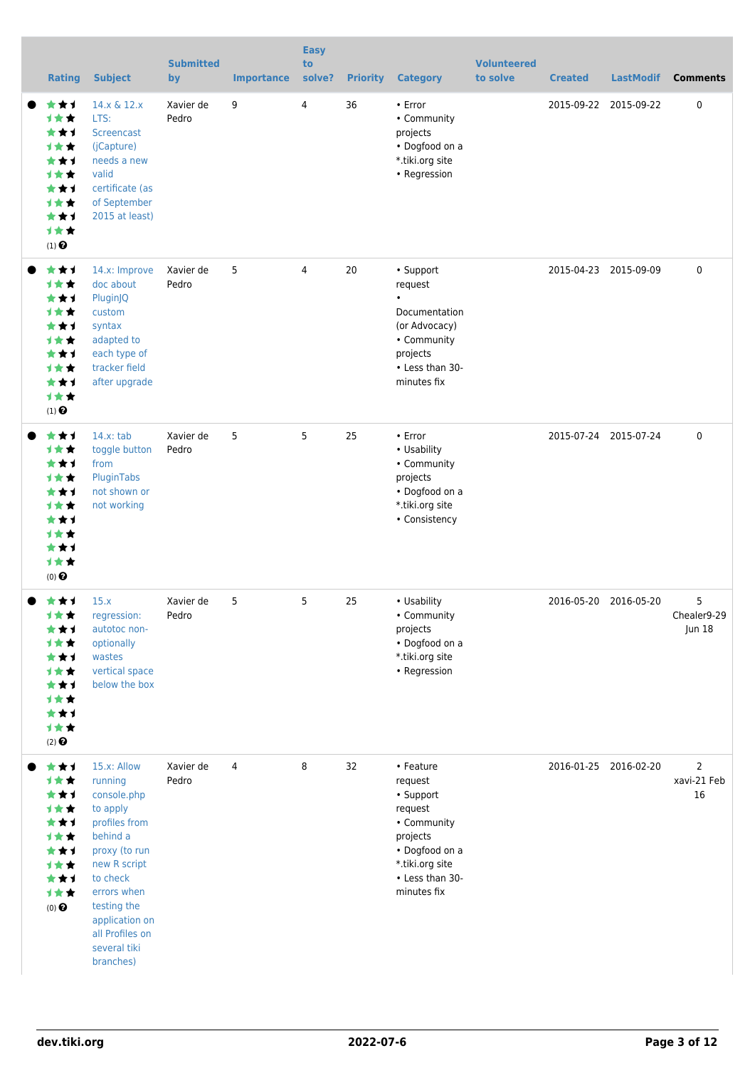| Rating | Subject | Submitted by | Importance | Easy to solve? | Priority | Category | Volunteered to solve | Created | LastModif | Comments |
|---|---|---|---|---|---|---|---|---|---|---|
| (1) | 14.x & 12.x LTS: Screencast (jCapture) needs a new valid certificate (as of September 2015 at least) | Xavier de Pedro | 9 | 4 | 36 | • Error • Community projects • Dogfood on a *.tiki.org site • Regression | | 2015-09-22 | 2015-09-22 | 0 |
| (1) | 14.x: Improve doc about PluginJQ custom syntax adapted to each type of tracker field after upgrade | Xavier de Pedro | 5 | 4 | 20 | • Support request • Documentation (or Advocacy) • Community projects • Less than 30-minutes fix | | 2015-04-23 | 2015-09-09 | 0 |
| (0) | 14.x: tab toggle button from PluginTabs not shown or not working | Xavier de Pedro | 5 | 5 | 25 | • Error • Usability • Community projects • Dogfood on a *.tiki.org site • Consistency | | 2015-07-24 | 2015-07-24 | 0 |
| (2) | 15.x regression: autotoc non-optionally wastes vertical space below the box | Xavier de Pedro | 5 | 5 | 25 | • Usability • Community projects • Dogfood on a *.tiki.org site • Regression | | 2016-05-20 | 2016-05-20 | 5 Chealer9-29 Jun 18 |
| (0) | 15.x: Allow running console.php to apply profiles from behind a proxy (to run new R script to check errors when testing the application on all Profiles on several tiki branches) | Xavier de Pedro | 4 | 8 | 32 | • Feature request • Support request • Community projects • Dogfood on a *.tiki.org site • Less than 30-minutes fix | | 2016-01-25 | 2016-02-20 | 2 xavi-21 Feb 16 |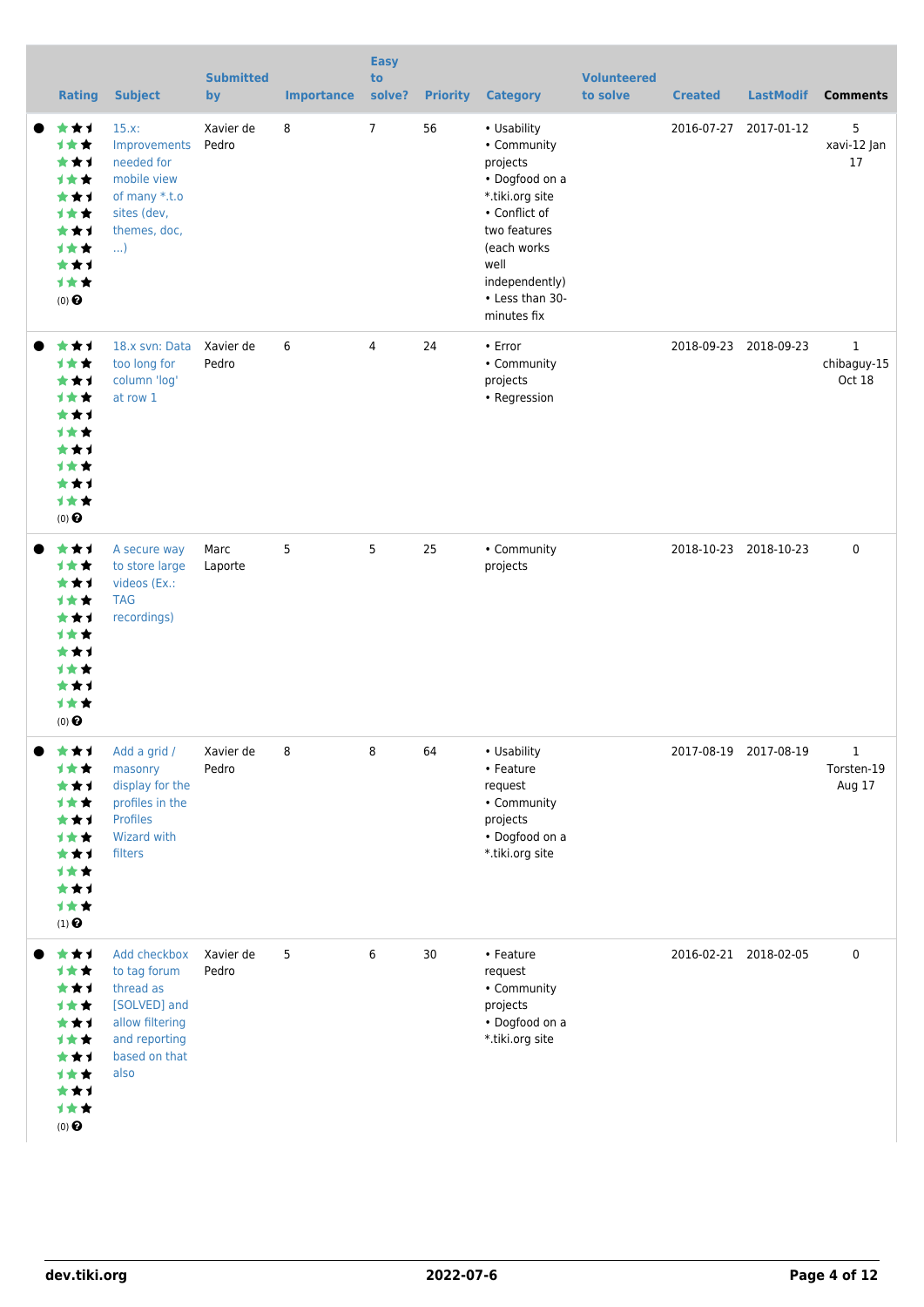| Rating | Subject | Submitted by | Importance | Easy to solve? | Priority | Category | Volunteered to solve | Created | LastModif | Comments |
|---|---|---|---|---|---|---|---|---|---|---|
| (0) | 15.x: Improvements needed for mobile view of many *.t.o sites (dev, themes, doc, ...) | Xavier de Pedro | 8 | 7 | 56 | • Usability • Community projects • Dogfood on a *.tiki.org site • Conflict of two features (each works well independently) • Less than 30-minutes fix | | 2016-07-27 | 2017-01-12 | 5 xavi-12 Jan 17 |
| (0) | 18.x svn: Data too long for column 'log' at row 1 | Xavier de Pedro | 6 | 4 | 24 | • Error • Community projects • Regression | | 2018-09-23 | 2018-09-23 | 1 chibaguy-15 Oct 18 |
| (0) | A secure way to store large videos (Ex.: TAG recordings) | Marc Laporte | 5 | 5 | 25 | • Community projects | | 2018-10-23 | 2018-10-23 | 0 |
| (1) | Add a grid / masonry display for the profiles in the Profiles Wizard with filters | Xavier de Pedro | 8 | 8 | 64 | • Usability • Feature request • Community projects • Dogfood on a *.tiki.org site | | 2017-08-19 | 2017-08-19 | 1 Torsten-19 Aug 17 |
| (0) | Add checkbox to tag forum thread as [SOLVED] and allow filtering and reporting based on that also | Xavier de Pedro | 5 | 6 | 30 | • Feature request • Community projects • Dogfood on a *.tiki.org site | | 2016-02-21 | 2018-02-05 | 0 |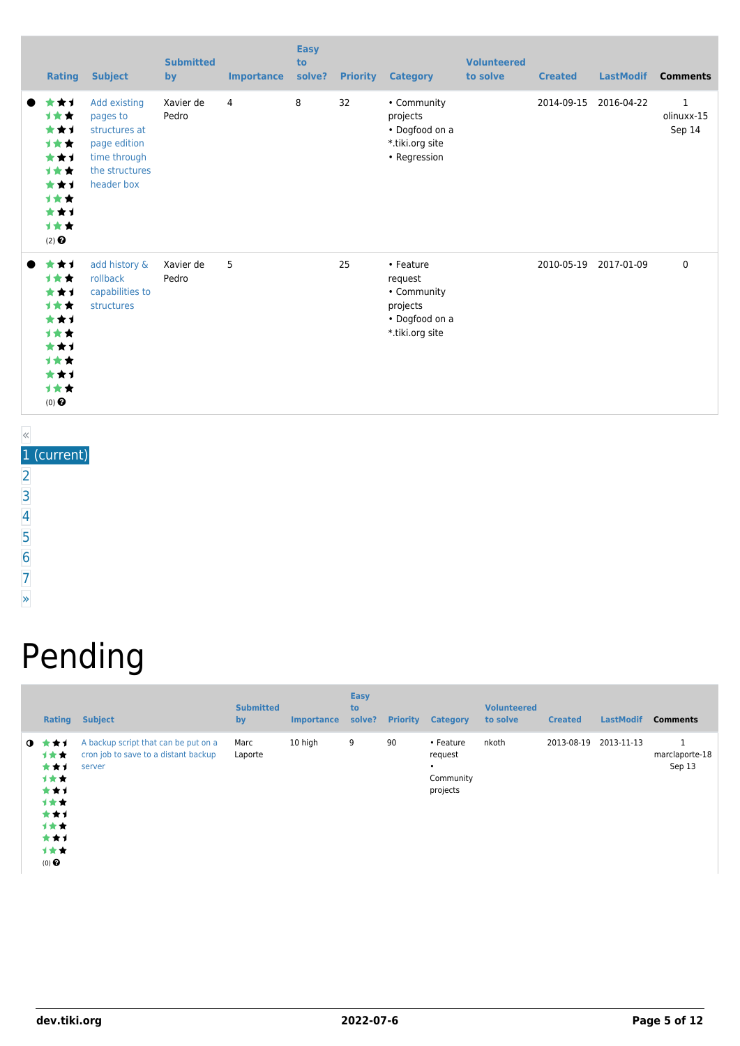|  | Rating | Subject | Submitted by | Importance | Easy to solve? | Priority | Category | Volunteered to solve | Created | LastModif | Comments |
|---|---|---|---|---|---|---|---|---|---|---|---|
| ● | (2) | Add existing pages to structures at page edition time through the structures header box | Xavier de Pedro | 4 | 8 | 32 | • Community projects • Dogfood on a *.tiki.org site • Regression |  | 2014-09-15 | 2016-04-22 | 1 olinuxx-15 Sep 14 |
| ● | (0) | add history & rollback capabilities to structures | Xavier de Pedro | 5 |  | 25 | • Feature request • Community projects • Dogfood on a *.tiki.org site |  | 2010-05-19 | 2017-01-09 | 0 |

«
1 (current)
2
3
4
5
6
7
»

# Pending

|  | Rating | Subject | Submitted by | Importance | Easy to solve? | Priority | Category | Volunteered to solve | Created | LastModif | Comments |
|---|---|---|---|---|---|---|---|---|---|---|---|
| ◑ | (0) | A backup script that can be put on a cron job to save to a distant backup server | Marc Laporte | 10 high | 9 | 90 | • Feature request • Community projects | nkoth | 2013-08-19 | 2013-11-13 | 1 marclaporte-18 Sep 13 |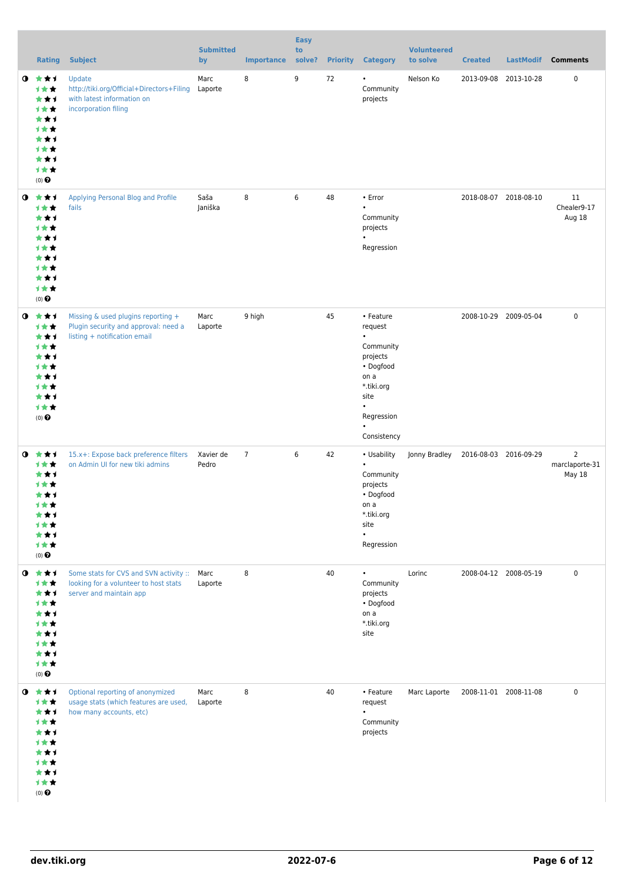| | Rating | Subject | Submitted by | Importance | Easy to solve? | Priority | Category | Volunteered to solve | Created | LastModif | Comments |
|---|---|---|---|---|---|---|---|---|---|---|---|
| | (0) | Update http://tiki.org/Official+Directors+Filing with latest information on incorporation filing | Marc Laporte | 8 | 9 | 72 | • Community projects | Nelson Ko | 2013-09-08 | 2013-10-28 | 0 |
| | (0) | Applying Personal Blog and Profile fails | Saša Janiška | 8 | 6 | 48 | • Error • Community projects • Regression | | 2018-08-07 | 2018-08-10 | 11 Chealer9-17 Aug 18 |
| | (0) | Missing & used plugins reporting + Plugin security and approval: need a listing + notification email | Marc Laporte | 9 high | | 45 | • Feature request • Community projects • Dogfood on a *.tiki.org site • Regression • Consistency | | 2008-10-29 | 2009-05-04 | 0 |
| | (0) | 15.x+: Expose back preference filters on Admin UI for new tiki admins | Xavier de Pedro | 7 | 6 | 42 | • Usability • Community projects • Dogfood on a *.tiki.org site • Regression | Jonny Bradley | 2016-08-03 | 2016-09-29 | 2 marclaporte-31 May 18 |
| | (0) | Some stats for CVS and SVN activity :: looking for a volunteer to host stats server and maintain app | Marc Laporte | 8 | | 40 | • Community projects • Dogfood on a *.tiki.org site | Lorinc | 2008-04-12 | 2008-05-19 | 0 |
| | (0) | Optional reporting of anonymized usage stats (which features are used, how many accounts, etc) | Marc Laporte | 8 | | 40 | • Feature request • Community projects | Marc Laporte | 2008-11-01 | 2008-11-08 | 0 |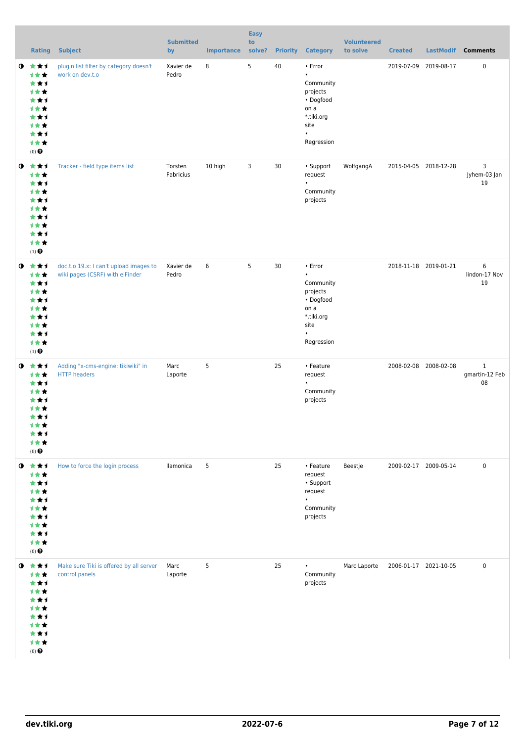| | Rating | Subject | Submitted by | Importance | Easy to solve? | Priority | Category | Volunteered to solve | Created | LastModif | Comments |
|---|---|---|---|---|---|---|---|---|---|---|---|
| ◑ | (0) | plugin list filter by category doesn't work on dev.t.o | Xavier de Pedro | 8 | 5 | 40 | • Error • Community projects • Dogfood on a *.tiki.org site • Regression | | 2019-07-09 | 2019-08-17 | 0 |
| ◑ | (1) | Tracker - field type items list | Torsten Fabricius | 10 high | 3 | 30 | • Support request • Community projects | WolfgangA | 2015-04-05 | 2018-12-28 | 3 Jyhem-03 Jan 19 |
| ◑ | (1) | doc.t.o 19.x: I can't upload images to wiki pages (CSRF) with elFinder | Xavier de Pedro | 6 | 5 | 30 | • Error • Community projects • Dogfood on a *.tiki.org site • Regression | | 2018-11-18 | 2019-01-21 | 6 lindon-17 Nov 19 |
| ◑ | (0) | Adding "x-cms-engine: tikiwiki" in HTTP headers | Marc Laporte | 5 | | 25 | • Feature request • Community projects | | 2008-02-08 | 2008-02-08 | 1 gmartin-12 Feb 08 |
| ◑ | (0) | How to force the login process | llamonica | 5 | | 25 | • Feature request • Support request • Community projects | Beestje | 2009-02-17 | 2009-05-14 | 0 |
| ◑ | (0) | Make sure Tiki is offered by all server control panels | Marc Laporte | 5 | | 25 | • Community projects | Marc Laporte | 2006-01-17 | 2021-10-05 | 0 |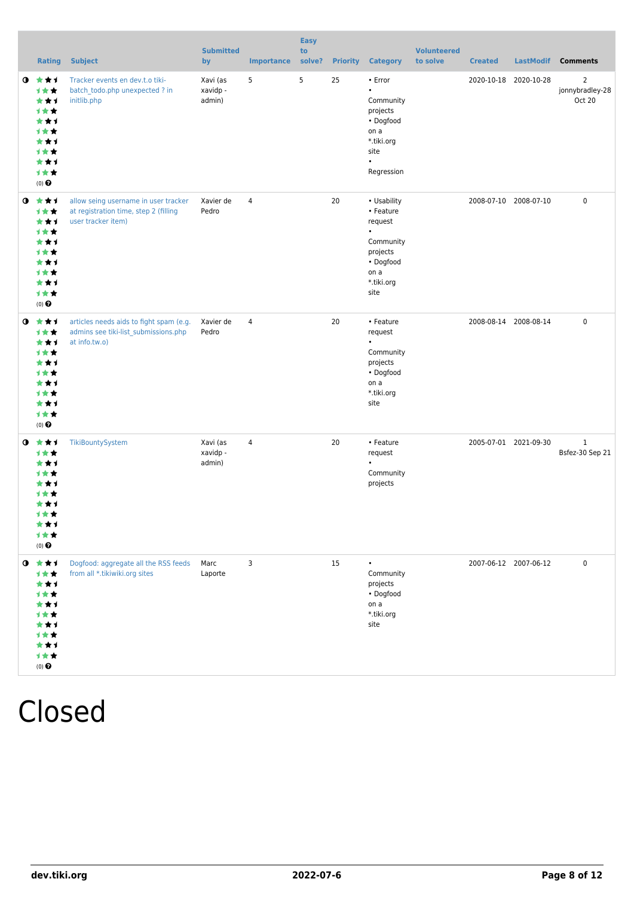|  | Rating | Subject | Submitted by | Importance | Easy to solve? | Priority | Category | Volunteered to solve | Created | LastModif | Comments |
|---|---|---|---|---|---|---|---|---|---|---|---|
| ◑ | (0) | Tracker events en dev.t.o tiki-batch_todo.php unexpected ? in initlib.php | Xavi (as xavidp - admin) | 5 | 5 | 25 | • Error • Community projects • Dogfood on a *.tiki.org site • Regression |  | 2020-10-18 | 2020-10-28 | 2 jonnybradley-28 Oct 20 |
| ◑ | (0) | allow seing username in user tracker at registration time, step 2 (filling user tracker item) | Xavier de Pedro | 4 |  | 20 | • Usability • Feature request • Community projects • Dogfood on a *.tiki.org site |  | 2008-07-10 | 2008-07-10 | 0 |
| ◑ | (0) | articles needs aids to fight spam (e.g. admins see tiki-list_submissions.php at info.tw.o) | Xavier de Pedro | 4 |  | 20 | • Feature request • Community projects • Dogfood on a *.tiki.org site |  | 2008-08-14 | 2008-08-14 | 0 |
| ◑ | (0) | TikiBountySystem | Xavi (as xavidp - admin) | 4 |  | 20 | • Feature request • Community projects |  | 2005-07-01 | 2021-09-30 | 1 Bsfez-30 Sep 21 |
| ◑ | (0) | Dogfood: aggregate all the RSS feeds from all *.tikiwiki.org sites | Marc Laporte | 3 |  | 15 | • Community projects • Dogfood on a *.tiki.org site |  | 2007-06-12 | 2007-06-12 | 0 |

# Closed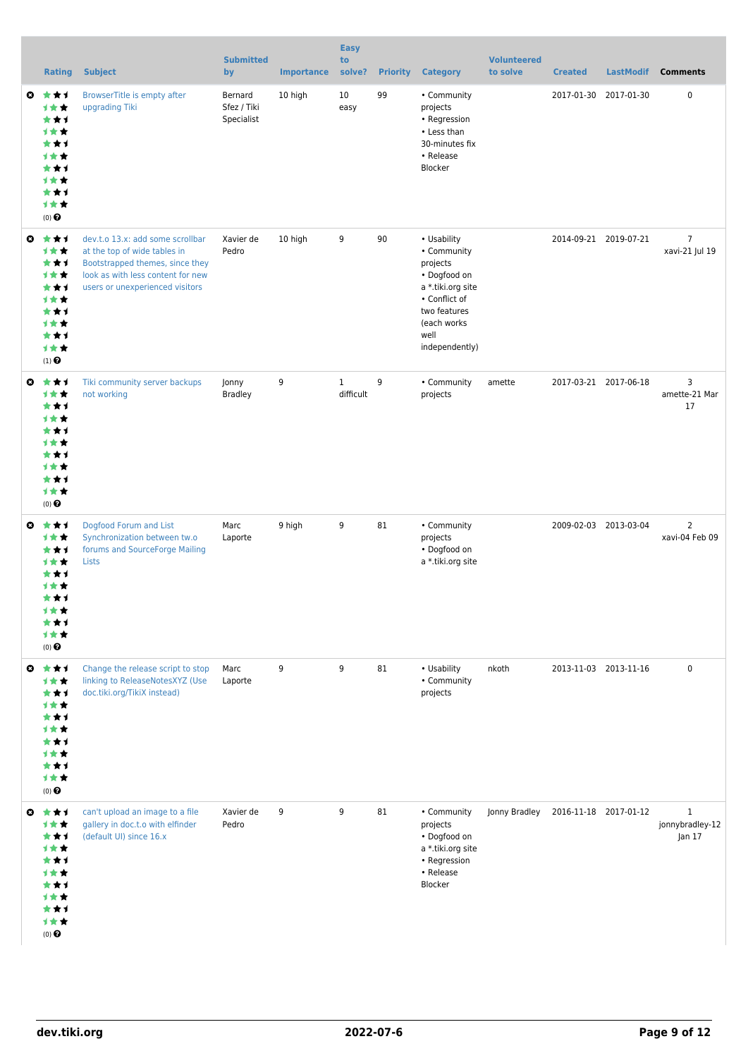| | Rating | Subject | Submitted by | Importance | Easy to solve? | Priority | Category | Volunteered to solve | Created | LastModif | Comments |
|---|---|---|---|---|---|---|---|---|---|---|---|
| ✪ | (0) | BrowserTitle is empty after upgrading Tiki | Bernard Sfez / Tiki Specialist | 10 high | 10 easy | 99 | • Community projects • Regression • Less than 30-minutes fix • Release Blocker | | 2017-01-30 | 2017-01-30 | 0 |
| ✪ | (1) | dev.t.o 13.x: add some scrollbar at the top of wide tables in Bootstrapped themes, since they look as with less content for new users or unexperienced visitors | Xavier de Pedro | 10 high | 9 | 90 | • Usability • Community projects • Dogfood on a *.tiki.org site • Conflict of two features (each works well independently) | | 2014-09-21 | 2019-07-21 | 7 xavi-21 Jul 19 |
| ✪ | (0) | Tiki community server backups not working | Jonny Bradley | 9 | 1 difficult | 9 | • Community projects | amette | 2017-03-21 | 2017-06-18 | 3 amette-21 Mar 17 |
| ✪ | (0) | Dogfood Forum and List Synchronization between tw.o forums and SourceForge Mailing Lists | Marc Laporte | 9 high | 9 | 81 | • Community projects • Dogfood on a *.tiki.org site | | 2009-02-03 | 2013-03-04 | 2 xavi-04 Feb 09 |
| ✪ | (0) | Change the release script to stop linking to ReleaseNotesXYZ (Use doc.tiki.org/TikiX instead) | Marc Laporte | 9 | 9 | 81 | • Usability • Community projects | nkoth | 2013-11-03 | 2013-11-16 | 0 |
| ✪ | (0) | can't upload an image to a file gallery in doc.t.o with elfinder (default UI) since 16.x | Xavier de Pedro | 9 | 9 | 81 | • Community projects • Dogfood on a *.tiki.org site • Regression • Release Blocker | Jonny Bradley | 2016-11-18 | 2017-01-12 | 1 jonnybradley-12 Jan 17 |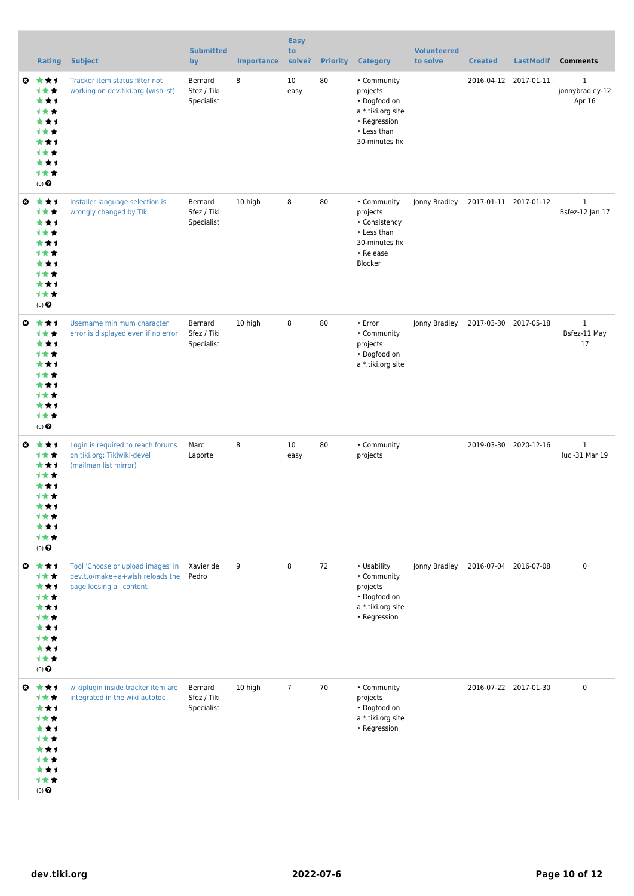| | Rating | Subject | Submitted by | Importance | Easy to solve? | Priority | Category | Volunteered to solve | Created | LastModif | Comments |
|---|---|---|---|---|---|---|---|---|---|---|---|
| | (0) | Tracker item status filter not working on dev.tiki.org (wishlist) | Bernard Sfez / Tiki Specialist | 8 | 10 easy | 80 | • Community projects • Dogfood on a *.tiki.org site • Regression • Less than 30-minutes fix | | 2016-04-12 | 2017-01-11 | 1 jonnybradley-12 Apr 16 |
| | (0) | Installer language selection is wrongly changed by TIki | Bernard Sfez / Tiki Specialist | 10 high | 8 | 80 | • Community projects • Consistency • Less than 30-minutes fix • Release Blocker | Jonny Bradley | 2017-01-11 | 2017-01-12 | 1 Bsfez-12 Jan 17 |
| | (0) | Username minimum character error is displayed even if no error | Bernard Sfez / Tiki Specialist | 10 high | 8 | 80 | • Error • Community projects • Dogfood on a *.tiki.org site | Jonny Bradley | 2017-03-30 | 2017-05-18 | 1 Bsfez-11 May 17 |
| | (0) | Login is required to reach forums on tiki.org: Tikiwiki-devel (mailman list mirror) | Marc Laporte | 8 | 10 easy | 80 | • Community projects | | 2019-03-30 | 2020-12-16 | 1 luci-31 Mar 19 |
| | (0) | Tool 'Choose or upload images' in dev.t.o/make+a+wish reloads the page loosing all content | Xavier de Pedro | 9 | 8 | 72 | • Usability • Community projects • Dogfood on a *.tiki.org site • Regression | Jonny Bradley | 2016-07-04 | 2016-07-08 | 0 |
| | (0) | wikiplugin inside tracker item are integrated in the wiki autotoc | Bernard Sfez / Tiki Specialist | 10 high | 7 | 70 | • Community projects • Dogfood on a *.tiki.org site • Regression | | 2016-07-22 | 2017-01-30 | 0 |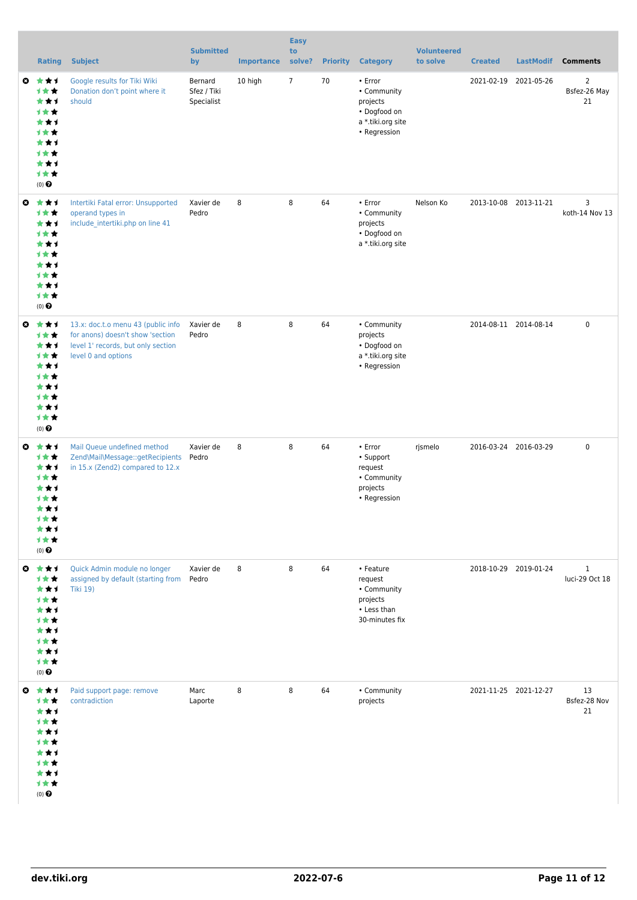| | Rating | Subject | Submitted by | Importance | Easy to solve? | Priority | Category | Volunteered to solve | Created | LastModif | Comments |
|---|---|---|---|---|---|---|---|---|---|---|---|
| | (0) | Google results for Tiki Wiki Donation don't point where it should | Bernard Sfez / Tiki Specialist | 10 high | 7 | 70 | • Error • Community projects • Dogfood on a *.tiki.org site • Regression | | 2021-02-19 | 2021-05-26 | 2 Bsfez-26 May 21 |
| | (0) | Intertiki Fatal error: Unsupported operand types in include_intertiki.php on line 41 | Xavier de Pedro | 8 | 8 | 64 | • Error • Community projects • Dogfood on a *.tiki.org site | Nelson Ko | 2013-10-08 | 2013-11-21 | 3 koth-14 Nov 13 |
| | (0) | 13.x: doc.t.o menu 43 (public info for anons) doesn't show 'section level 1' records, but only section level 0 and options | Xavier de Pedro | 8 | 8 | 64 | • Community projects • Dogfood on a *.tiki.org site • Regression | | 2014-08-11 | 2014-08-14 | 0 |
| | (0) | Mail Queue undefined method Zend\Mail\Message::getRecipients in 15.x (Zend2) compared to 12.x | Xavier de Pedro | 8 | 8 | 64 | • Error • Support request • Community projects • Regression | rjsmelo | 2016-03-24 | 2016-03-29 | 0 |
| | (0) | Quick Admin module no longer assigned by default (starting from Tiki 19) | Xavier de Pedro | 8 | 8 | 64 | • Feature request • Community projects • Less than 30-minutes fix | | 2018-10-29 | 2019-01-24 | 1 luci-29 Oct 18 |
| | (0) | Paid support page: remove contradiction | Marc Laporte | 8 | 8 | 64 | • Community projects | | 2021-11-25 | 2021-12-27 | 13 Bsfez-28 Nov 21 |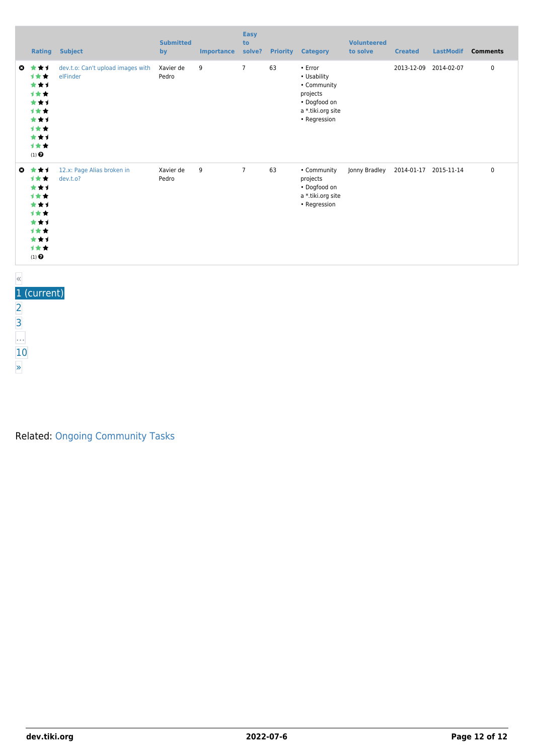| | Rating | Subject | Submitted by | Importance | Easy to solve? | Priority | Category | Volunteered to solve | Created | LastModif | Comments |
|---|---|---|---|---|---|---|---|---|---|---|---|
| | (1) | dev.t.o: Can't upload images with elFinder | Xavier de Pedro | 9 | 7 | 63 | • Error<br>• Usability<br>• Community projects<br>• Dogfood on a *.tiki.org site<br>• Regression | | 2013-12-09 | 2014-02-07 | 0 |
| | (1) | 12.x: Page Alias broken in dev.t.o? | Xavier de Pedro | 9 | 7 | 63 | • Community projects<br>• Dogfood on a *.tiki.org site<br>• Regression | Jonny Bradley | 2014-01-17 | 2015-11-14 | 0 |

«
1 (current)
2
3
...
10
»

Related: Ongoing Community Tasks